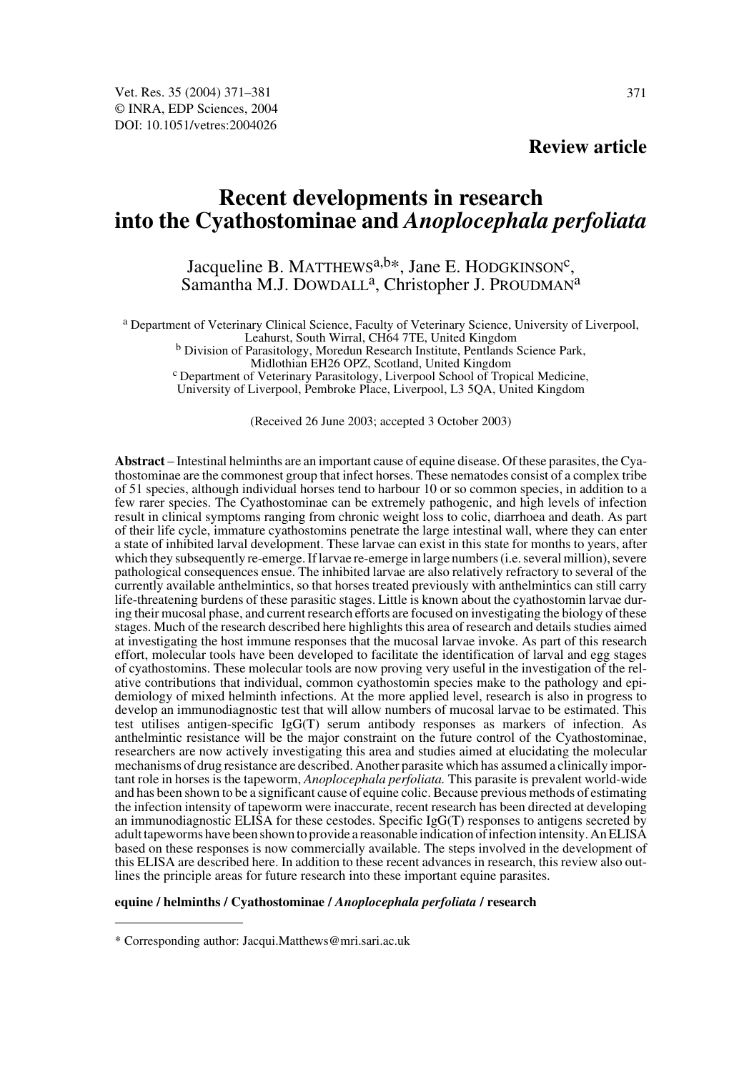**Review article**

# Recent developments in research into the Cyathostominae and *Anoplocephala perfoliata*

Jacqueline B. MATTHEWS[a,b*], Jane E. HODGKINSON[c], Samantha M.J. DOWDALL[a], Christopher J. PROUDMAN[a]

[a] Department of Veterinary Clinical Science, Faculty of Veterinary Science, University of Liverpool, Leahurst, South Wirral, CH64 7TE, United Kingdom

[b] Division of Parasitology, Moredun Research Institute, Pentlands Science Park, Midlothian EH26 OPZ, Scotland, United Kingdom

[c] Department of Veterinary Parasitology, Liverpool School of Tropical Medicine, University of Liverpool, Pembroke Place, Liverpool, L3 5QA, United Kingdom

(Received 26 June 2003; accepted 3 October 2003)

**Abstract** – Intestinal helminths are an important cause of equine disease. Of these parasites, the Cyathostominae are the commonest group that infect horses. These nematodes consist of a complex tribe of 51 species, although individual horses tend to harbour 10 or so common species, in addition to a few rarer species. The Cyathostominae can be extremely pathogenic, and high levels of infection result in clinical symptoms ranging from chronic weight loss to colic, diarrhoea and death. As part of their life cycle, immature cyathostomins penetrate the large intestinal wall, where they can enter a state of inhibited larval development. These larvae can exist in this state for months to years, after which they subsequently re-emerge. If larvae re-emerge in large numbers (i.e. several million), severe pathological consequences ensue. The inhibited larvae are also relatively refractory to several of the currently available anthelmintics, so that horses treated previously with anthelmintics can still carry life-threatening burdens of these parasitic stages. Little is known about the cyathostomin larvae during their mucosal phase, and current research efforts are focused on investigating the biology of these stages. Much of the research described here highlights this area of research and details studies aimed at investigating the host immune responses that the mucosal larvae invoke. As part of this research effort, molecular tools have been developed to facilitate the identification of larval and egg stages of cyathostomins. These molecular tools are now proving very useful in the investigation of the relative contributions that individual, common cyathostomin species make to the pathology and epidemiology of mixed helminth infections. At the more applied level, research is also in progress to develop an immunodiagnostic test that will allow numbers of mucosal larvae to be estimated. This test utilises antigen-specific IgG(T) serum antibody responses as markers of infection. As anthelmintic resistance will be the major constraint on the future control of the Cyathostominae, researchers are now actively investigating this area and studies aimed at elucidating the molecular mechanisms of drug resistance are described. Another parasite which has assumed a clinically important role in horses is the tapeworm, *Anoplocephala perfoliata.* This parasite is prevalent world-wide and has been shown to be a significant cause of equine colic. Because previous methods of estimating the infection intensity of tapeworm were inaccurate, recent research has been directed at developing an immunodiagnostic ELISA for these cestodes. Specific IgG(T) responses to antigens secreted by adult tapeworms have been shown to provide a reasonable indication of infection intensity. An ELISA based on these responses is now commercially available. The steps involved in the development of this ELISA are described here. In addition to these recent advances in research, this review also outlines the principle areas for future research into these important equine parasites.

**equine / helminths / Cyathostominae / *Anoplocephala perfoliata* / research**

* Corresponding author: Jacqui.Matthews@mri.sari.ac.uk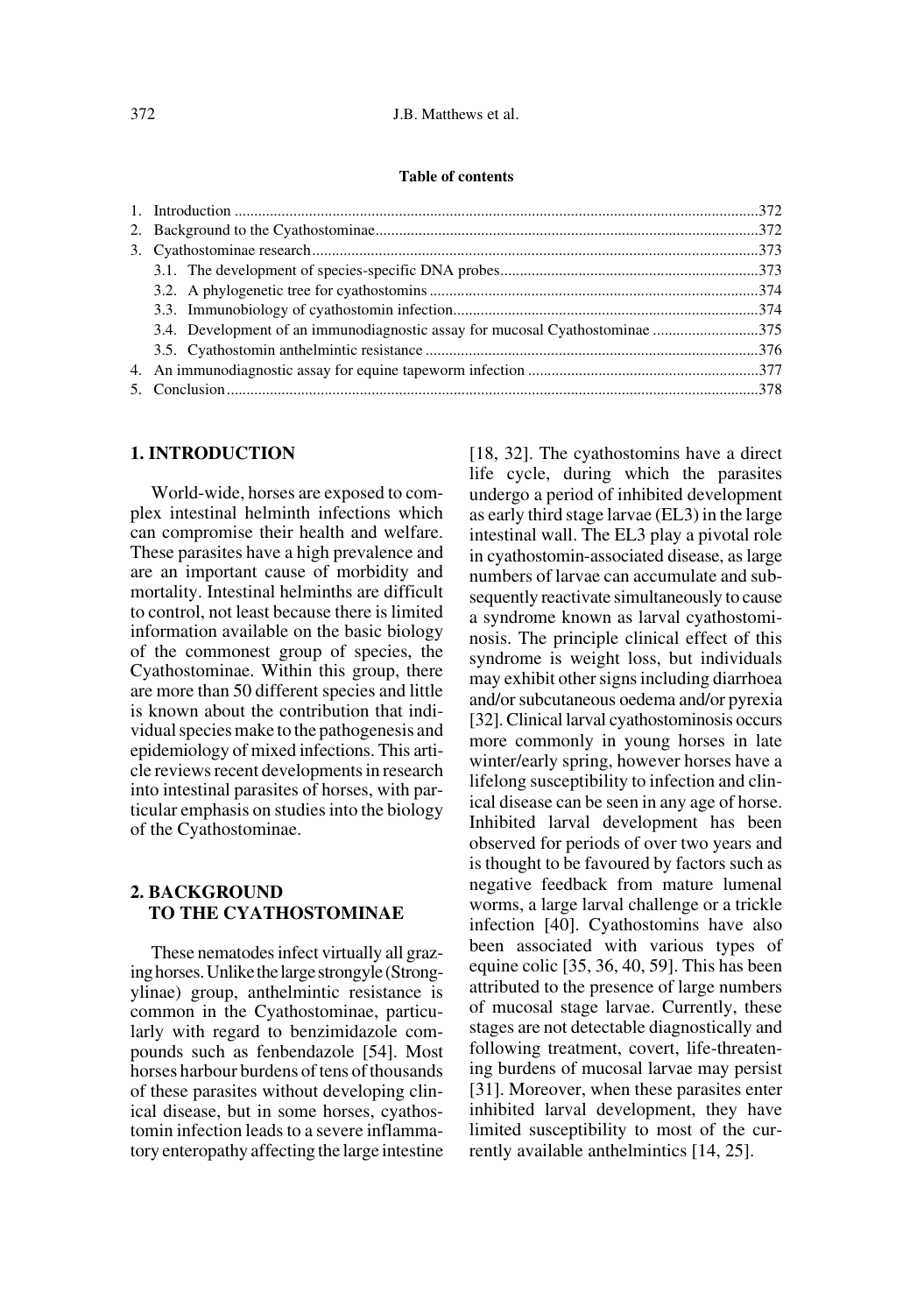**Table of contents**

| | |
|---|---|
| 1. Introduction | 372 |
| 2. Background to the Cyathostominae | 372 |
| 3. Cyathostominae research | 373 |
| 3.1. The development of species-specific DNA probes | 373 |
| 3.2. A phylogenetic tree for cyathostomins | 374 |
| 3.3. Immunobiology of cyathostomin infection | 374 |
| 3.4. Development of an immunodiagnostic assay for mucosal Cyathostominae | 375 |
| 3.5. Cyathostomin anthelmintic resistance | 376 |
| 4. An immunodiagnostic assay for equine tapeworm infection | 377 |
| 5. Conclusion | 378 |

## 1. INTRODUCTION

World-wide, horses are exposed to complex intestinal helminth infections which can compromise their health and welfare. These parasites have a high prevalence and are an important cause of morbidity and mortality. Intestinal helminths are difficult to control, not least because there is limited information available on the basic biology of the commonest group of species, the Cyathostominae. Within this group, there are more than 50 different species and little is known about the contribution that individual species make to the pathogenesis and epidemiology of mixed infections. This article reviews recent developments in research into intestinal parasites of horses, with particular emphasis on studies into the biology of the Cyathostominae.

## 2. BACKGROUND TO THE CYATHOSTOMINAE

These nematodes infect virtually all grazing horses. Unlike the large strongyle (Strongylinae) group, anthelmintic resistance is common in the Cyathostominae, particularly with regard to benzimidazole compounds such as fenbendazole [54]. Most horses harbour burdens of tens of thousands of these parasites without developing clinical disease, but in some horses, cyathostomin infection leads to a severe inflammatory enteropathy affecting the large intestine [18, 32]. The cyathostomins have a direct life cycle, during which the parasites undergo a period of inhibited development as early third stage larvae (EL3) in the large intestinal wall. The EL3 play a pivotal role in cyathostomin-associated disease, as large numbers of larvae can accumulate and subsequently reactivate simultaneously to cause a syndrome known as larval cyathostominosis. The principle clinical effect of this syndrome is weight loss, but individuals may exhibit other signs including diarrhoea and/or subcutaneous oedema and/or pyrexia [32]. Clinical larval cyathostominosis occurs more commonly in young horses in late winter/early spring, however horses have a lifelong susceptibility to infection and clinical disease can be seen in any age of horse. Inhibited larval development has been observed for periods of over two years and is thought to be favoured by factors such as negative feedback from mature lumenal worms, a large larval challenge or a trickle infection [40]. Cyathostomins have also been associated with various types of equine colic [35, 36, 40, 59]. This has been attributed to the presence of large numbers of mucosal stage larvae. Currently, these stages are not detectable diagnostically and following treatment, covert, life-threatening burdens of mucosal larvae may persist [31]. Moreover, when these parasites enter inhibited larval development, they have limited susceptibility to most of the currently available anthelmintics [14, 25].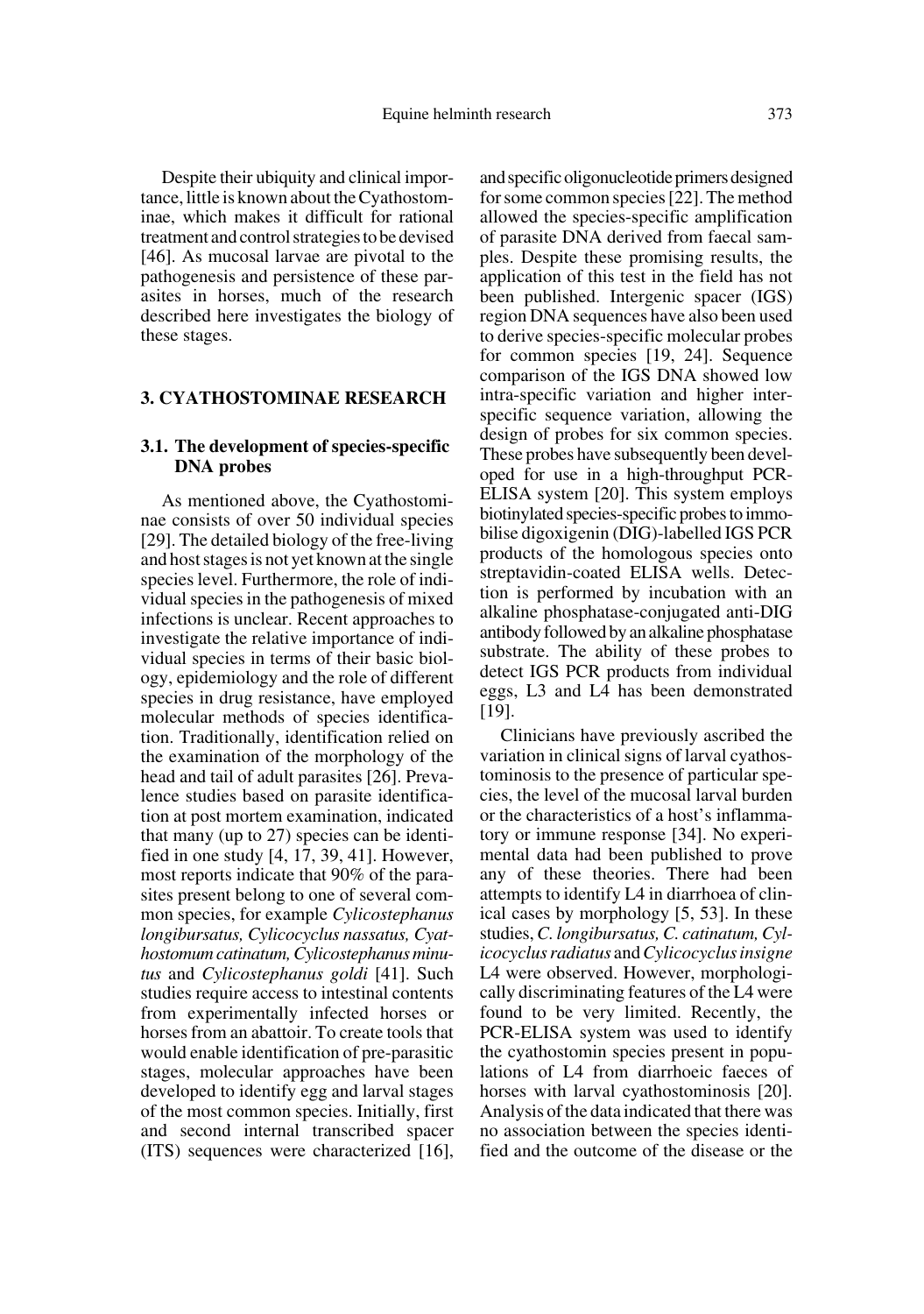Despite their ubiquity and clinical importance, little is known about the Cyathostominae, which makes it difficult for rational treatment and control strategies to be devised [46]. As mucosal larvae are pivotal to the pathogenesis and persistence of these parasites in horses, much of the research described here investigates the biology of these stages.

## 3. CYATHOSTOMINAE RESEARCH

### 3.1. The development of species-specific DNA probes

As mentioned above, the Cyathostominae consists of over 50 individual species [29]. The detailed biology of the free-living and host stages is not yet known at the single species level. Furthermore, the role of individual species in the pathogenesis of mixed infections is unclear. Recent approaches to investigate the relative importance of individual species in terms of their basic biology, epidemiology and the role of different species in drug resistance, have employed molecular methods of species identification. Traditionally, identification relied on the examination of the morphology of the head and tail of adult parasites [26]. Prevalence studies based on parasite identification at post mortem examination, indicated that many (up to 27) species can be identified in one study [4, 17, 39, 41]. However, most reports indicate that 90% of the parasites present belong to one of several common species, for example *Cylicostephanus longibursatus, Cylicocyclus nassatus, Cyathostomum catinatum, Cylicostephanus minutus* and *Cylicostephanus goldi* [41]. Such studies require access to intestinal contents from experimentally infected horses or horses from an abattoir. To create tools that would enable identification of pre-parasitic stages, molecular approaches have been developed to identify egg and larval stages of the most common species. Initially, first and second internal transcribed spacer (ITS) sequences were characterized [16], and specific oligonucleotide primers designed for some common species [22]. The method allowed the species-specific amplification of parasite DNA derived from faecal samples. Despite these promising results, the application of this test in the field has not been published. Intergenic spacer (IGS) region DNA sequences have also been used to derive species-specific molecular probes for common species [19, 24]. Sequence comparison of the IGS DNA showed low intra-specific variation and higher inter-specific sequence variation, allowing the design of probes for six common species. These probes have subsequently been developed for use in a high-throughput PCR-ELISA system [20]. This system employs biotinylated species-specific probes to immobilise digoxigenin (DIG)-labelled IGS PCR products of the homologous species onto streptavidin-coated ELISA wells. Detection is performed by incubation with an alkaline phosphatase-conjugated anti-DIG antibody followed by an alkaline phosphatase substrate. The ability of these probes to detect IGS PCR products from individual eggs, L3 and L4 has been demonstrated [19].

Clinicians have previously ascribed the variation in clinical signs of larval cyathostominosis to the presence of particular species, the level of the mucosal larval burden or the characteristics of a host's inflammatory or immune response [34]. No experimental data had been published to prove any of these theories. There had been attempts to identify L4 in diarrhoea of clinical cases by morphology [5, 53]. In these studies, *C. longibursatus, C. catinatum, Cylicocyclus radiatus* and *Cylicocyclus insigne* L4 were observed. However, morphologically discriminating features of the L4 were found to be very limited. Recently, the PCR-ELISA system was used to identify the cyathostomin species present in populations of L4 from diarrhoeic faeces of horses with larval cyathostominosis [20]. Analysis of the data indicated that there was no association between the species identified and the outcome of the disease or the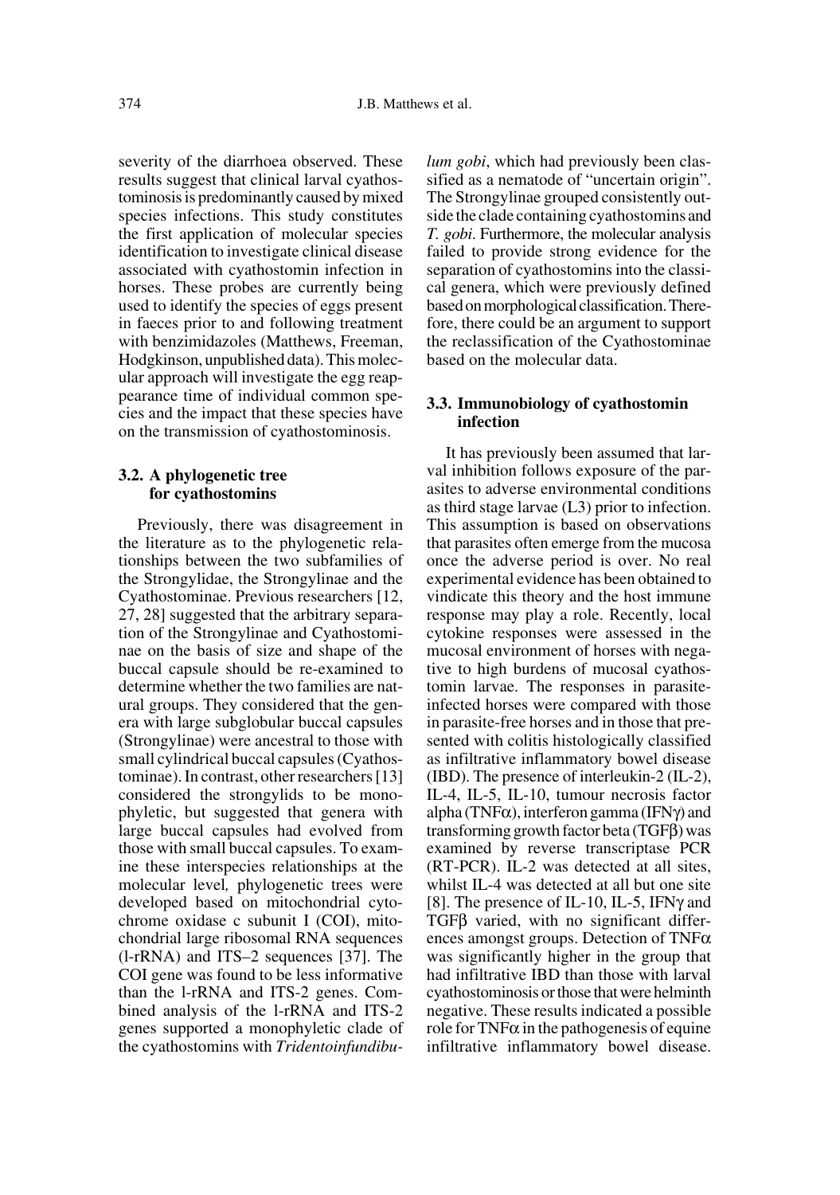severity of the diarrhoea observed. These results suggest that clinical larval cyathostominosis is predominantly caused by mixed species infections. This study constitutes the first application of molecular species identification to investigate clinical disease associated with cyathostomin infection in horses. These probes are currently being used to identify the species of eggs present in faeces prior to and following treatment with benzimidazoles (Matthews, Freeman, Hodgkinson, unpublished data). This molecular approach will investigate the egg reappearance time of individual common species and the impact that these species have on the transmission of cyathostominosis.

### 3.2. A phylogenetic tree for cyathostomins

Previously, there was disagreement in the literature as to the phylogenetic relationships between the two subfamilies of the Strongylidae, the Strongylinae and the Cyathostominae. Previous researchers [12, 27, 28] suggested that the arbitrary separation of the Strongylinae and Cyathostominae on the basis of size and shape of the buccal capsule should be re-examined to determine whether the two families are natural groups. They considered that the genera with large subglobular buccal capsules (Strongylinae) were ancestral to those with small cylindrical buccal capsules (Cyathostominae). In contrast, other researchers [13] considered the strongylids to be monophyletic, but suggested that genera with large buccal capsules had evolved from those with small buccal capsules. To examine these interspecies relationships at the molecular level, phylogenetic trees were developed based on mitochondrial cytochrome oxidase c subunit I (COI), mitochondrial large ribosomal RNA sequences (l-rRNA) and ITS–2 sequences [37]. The COI gene was found to be less informative than the l-rRNA and ITS-2 genes. Combined analysis of the l-rRNA and ITS-2 genes supported a monophyletic clade of the cyathostomins with *Tridentoinfundibulum gobi*, which had previously been classified as a nematode of "uncertain origin". The Strongylinae grouped consistently outside the clade containing cyathostomins and *T. gobi*. Furthermore, the molecular analysis failed to provide strong evidence for the separation of cyathostomins into the classical genera, which were previously defined based on morphological classification. Therefore, there could be an argument to support the reclassification of the Cyathostominae based on the molecular data.

### 3.3. Immunobiology of cyathostomin infection

It has previously been assumed that larval inhibition follows exposure of the parasites to adverse environmental conditions as third stage larvae (L3) prior to infection. This assumption is based on observations that parasites often emerge from the mucosa once the adverse period is over. No real experimental evidence has been obtained to vindicate this theory and the host immune response may play a role. Recently, local cytokine responses were assessed in the mucosal environment of horses with negative to high burdens of mucosal cyathostomin larvae. The responses in parasite-infected horses were compared with those in parasite-free horses and in those that presented with colitis histologically classified as infiltrative inflammatory bowel disease (IBD). The presence of interleukin-2 (IL-2), IL-4, IL-5, IL-10, tumour necrosis factor alpha (TNF$\alpha$), interferon gamma (IFN$\gamma$) and transforming growth factor beta (TGF$\beta$) was examined by reverse transcriptase PCR (RT-PCR). IL-2 was detected at all sites, whilst IL-4 was detected at all but one site [8]. The presence of IL-10, IL-5, IFN$\gamma$ and TGF$\beta$ varied, with no significant differences amongst groups. Detection of TNF$\alpha$ was significantly higher in the group that had infiltrative IBD than those with larval cyathostominosis or those that were helminth negative. These results indicated a possible role for TNF$\alpha$ in the pathogenesis of equine infiltrative inflammatory bowel disease.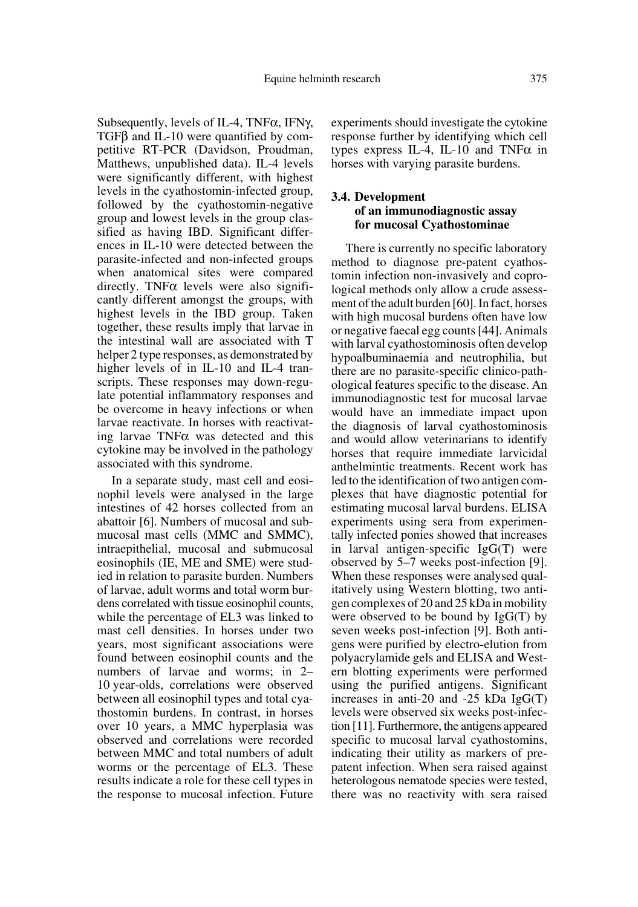Subsequently, levels of IL-4, TNFα, IFNγ, TGFβ and IL-10 were quantified by competitive RT-PCR (Davidson, Proudman, Matthews, unpublished data). IL-4 levels were significantly different, with highest levels in the cyathostomin-infected group, followed by the cyathostomin-negative group and lowest levels in the group classified as having IBD. Significant differences in IL-10 were detected between the parasite-infected and non-infected groups when anatomical sites were compared directly. TNFα levels were also significantly different amongst the groups, with highest levels in the IBD group. Taken together, these results imply that larvae in the intestinal wall are associated with T helper 2 type responses, as demonstrated by higher levels of in IL-10 and IL-4 transcripts. These responses may down-regulate potential inflammatory responses and be overcome in heavy infections or when larvae reactivate. In horses with reactivating larvae TNFα was detected and this cytokine may be involved in the pathology associated with this syndrome.

In a separate study, mast cell and eosinophil levels were analysed in the large intestines of 42 horses collected from an abattoir [6]. Numbers of mucosal and submucosal mast cells (MMC and SMMC), intraepithelial, mucosal and submucosal eosinophils (IE, ME and SME) were studied in relation to parasite burden. Numbers of larvae, adult worms and total worm burdens correlated with tissue eosinophil counts, while the percentage of EL3 was linked to mast cell densities. In horses under two years, most significant associations were found between eosinophil counts and the numbers of larvae and worms; in 2–10 year-olds, correlations were observed between all eosinophil types and total cyathostomin burdens. In contrast, in horses over 10 years, a MMC hyperplasia was observed and correlations were recorded between MMC and total numbers of adult worms or the percentage of EL3. These results indicate a role for these cell types in the response to mucosal infection. Future experiments should investigate the cytokine response further by identifying which cell types express IL-4, IL-10 and TNFα in horses with varying parasite burdens.

### 3.4. Development of an immunodiagnostic assay for mucosal Cyathostominae

There is currently no specific laboratory method to diagnose pre-patent cyathostomin infection non-invasively and coprological methods only allow a crude assessment of the adult burden [60]. In fact, horses with high mucosal burdens often have low or negative faecal egg counts [44]. Animals with larval cyathostominosis often develop hypoalbuminaemia and neutrophilia, but there are no parasite-specific clinico-pathological features specific to the disease. An immunodiagnostic test for mucosal larvae would have an immediate impact upon the diagnosis of larval cyathostominosis and would allow veterinarians to identify horses that require immediate larvicidal anthelmintic treatments. Recent work has led to the identification of two antigen complexes that have diagnostic potential for estimating mucosal larval burdens. ELISA experiments using sera from experimentally infected ponies showed that increases in larval antigen-specific IgG(T) were observed by 5–7 weeks post-infection [9]. When these responses were analysed qualitatively using Western blotting, two antigen complexes of 20 and 25 kDa in mobility were observed to be bound by IgG(T) by seven weeks post-infection [9]. Both antigens were purified by electro-elution from polyacrylamide gels and ELISA and Western blotting experiments were performed using the purified antigens. Significant increases in anti-20 and -25 kDa IgG(T) levels were observed six weeks post-infection [11]. Furthermore, the antigens appeared specific to mucosal larval cyathostomins, indicating their utility as markers of prepatent infection. When sera raised against heterologous nematode species were tested, there was no reactivity with sera raised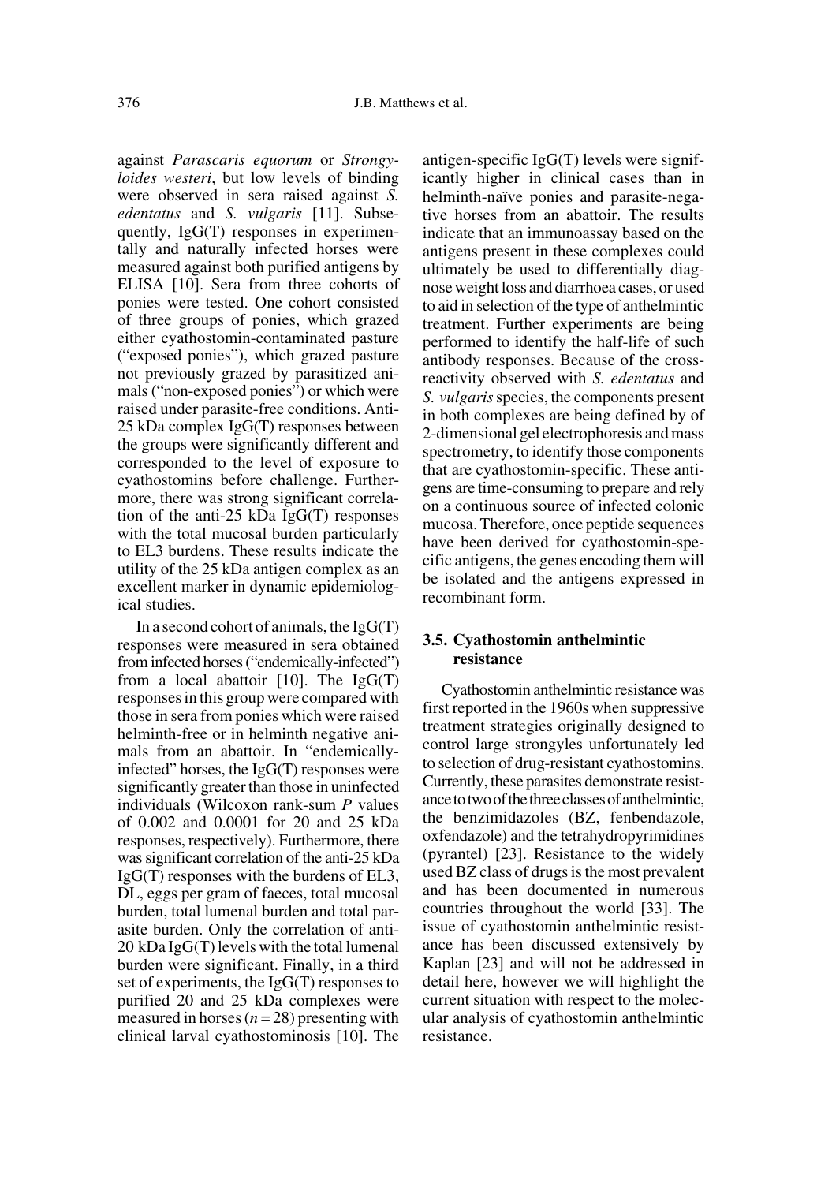against *Parascaris equorum* or *Strongyloides westeri*, but low levels of binding were observed in sera raised against *S. edentatus* and *S. vulgaris* [11]. Subsequently, IgG(T) responses in experimentally and naturally infected horses were measured against both purified antigens by ELISA [10]. Sera from three cohorts of ponies were tested. One cohort consisted of three groups of ponies, which grazed either cyathostomin-contaminated pasture ("exposed ponies"), which grazed pasture not previously grazed by parasitized animals ("non-exposed ponies") or which were raised under parasite-free conditions. Anti-25 kDa complex IgG(T) responses between the groups were significantly different and corresponded to the level of exposure to cyathostomins before challenge. Furthermore, there was strong significant correlation of the anti-25 kDa IgG(T) responses with the total mucosal burden particularly to EL3 burdens. These results indicate the utility of the 25 kDa antigen complex as an excellent marker in dynamic epidemiological studies.

In a second cohort of animals, the IgG(T) responses were measured in sera obtained from infected horses ("endemically-infected") from a local abattoir [10]. The IgG(T) responses in this group were compared with those in sera from ponies which were raised helminth-free or in helminth negative animals from an abattoir. In "endemically-infected" horses, the IgG(T) responses were significantly greater than those in uninfected individuals (Wilcoxon rank-sum $P$ values of 0.002 and 0.0001 for 20 and 25 kDa responses, respectively). Furthermore, there was significant correlation of the anti-25 kDa IgG(T) responses with the burdens of EL3, DL, eggs per gram of faeces, total mucosal burden, total lumenal burden and total parasite burden. Only the correlation of anti-20 kDa IgG(T) levels with the total lumenal burden were significant. Finally, in a third set of experiments, the IgG(T) responses to purified 20 and 25 kDa complexes were measured in horses ($n = 28$) presenting with clinical larval cyathostominosis [10]. The antigen-specific IgG(T) levels were significantly higher in clinical cases than in helminth-naïve ponies and parasite-negative horses from an abattoir. The results indicate that an immunoassay based on the antigens present in these complexes could ultimately be used to differentially diagnose weight loss and diarrhoea cases, or used to aid in selection of the type of anthelmintic treatment. Further experiments are being performed to identify the half-life of such antibody responses. Because of the cross-reactivity observed with *S. edentatus* and *S. vulgaris* species, the components present in both complexes are being defined by of 2-dimensional gel electrophoresis and mass spectrometry, to identify those components that are cyathostomin-specific. These antigens are time-consuming to prepare and rely on a continuous source of infected colonic mucosa. Therefore, once peptide sequences have been derived for cyathostomin-specific antigens, the genes encoding them will be isolated and the antigens expressed in recombinant form.

### 3.5. Cyathostomin anthelmintic resistance

Cyathostomin anthelmintic resistance was first reported in the 1960s when suppressive treatment strategies originally designed to control large strongyles unfortunately led to selection of drug-resistant cyathostomins. Currently, these parasites demonstrate resistance to two of the three classes of anthelmintic, the benzimidazoles (BZ, fenbendazole, oxfendazole) and the tetrahydropyrimidines (pyrantel) [23]. Resistance to the widely used BZ class of drugs is the most prevalent and has been documented in numerous countries throughout the world [33]. The issue of cyathostomin anthelmintic resistance has been discussed extensively by Kaplan [23] and will not be addressed in detail here, however we will highlight the current situation with respect to the molecular analysis of cyathostomin anthelmintic resistance.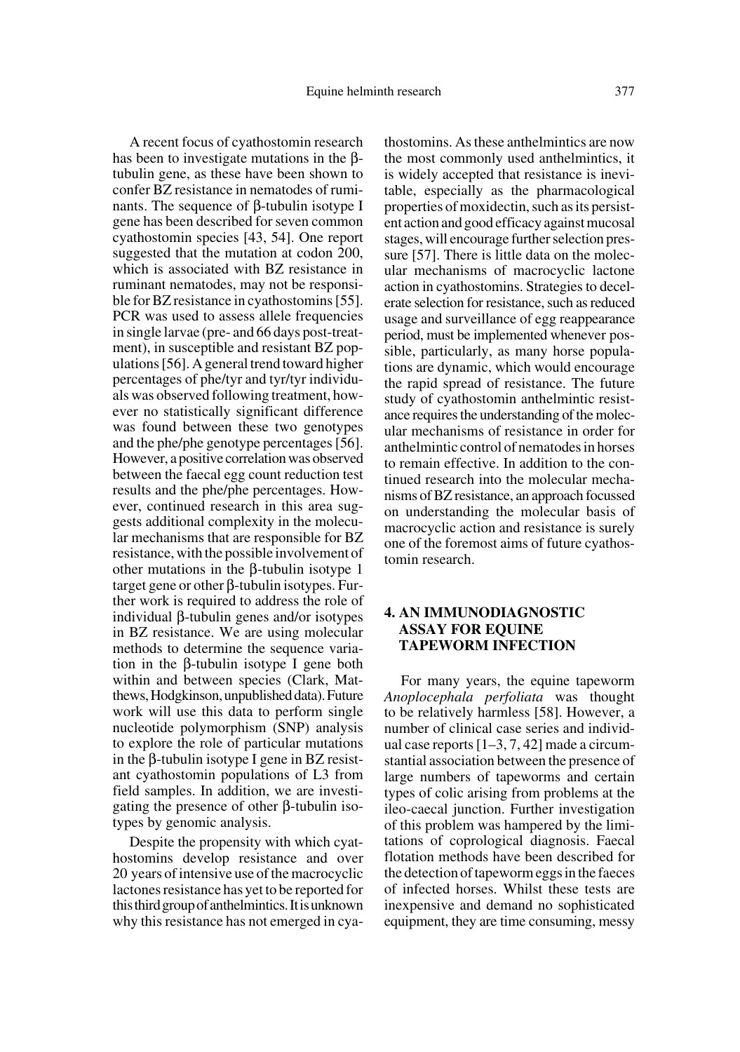A recent focus of cyathostomin research has been to investigate mutations in the β-tubulin gene, as these have been shown to confer BZ resistance in nematodes of ruminants. The sequence of β-tubulin isotype I gene has been described for seven common cyathostomin species [43, 54]. One report suggested that the mutation at codon 200, which is associated with BZ resistance in ruminant nematodes, may not be responsible for BZ resistance in cyathostomins [55]. PCR was used to assess allele frequencies in single larvae (pre- and 66 days post-treatment), in susceptible and resistant BZ populations [56]. A general trend toward higher percentages of phe/tyr and tyr/tyr individuals was observed following treatment, however no statistically significant difference was found between these two genotypes and the phe/phe genotype percentages [56]. However, a positive correlation was observed between the faecal egg count reduction test results and the phe/phe percentages. However, continued research in this area suggests additional complexity in the molecular mechanisms that are responsible for BZ resistance, with the possible involvement of other mutations in the β-tubulin isotype 1 target gene or other β-tubulin isotypes. Further work is required to address the role of individual β-tubulin genes and/or isotypes in BZ resistance. We are using molecular methods to determine the sequence variation in the β-tubulin isotype I gene both within and between species (Clark, Matthews, Hodgkinson, unpublished data). Future work will use this data to perform single nucleotide polymorphism (SNP) analysis to explore the role of particular mutations in the β-tubulin isotype I gene in BZ resistant cyathostomin populations of L3 from field samples. In addition, we are investigating the presence of other β-tubulin isotypes by genomic analysis.

Despite the propensity with which cyathostomins develop resistance and over 20 years of intensive use of the macrocyclic lactones resistance has yet to be reported for this third group of anthelmintics. It is unknown why this resistance has not emerged in cyathostomins. As these anthelmintics are now the most commonly used anthelmintics, it is widely accepted that resistance is inevitable, especially as the pharmacological properties of moxidectin, such as its persistent action and good efficacy against mucosal stages, will encourage further selection pressure [57]. There is little data on the molecular mechanisms of macrocyclic lactone action in cyathostomins. Strategies to decelerate selection for resistance, such as reduced usage and surveillance of egg reappearance period, must be implemented whenever possible, particularly, as many horse populations are dynamic, which would encourage the rapid spread of resistance. The future study of cyathostomin anthelmintic resistance requires the understanding of the molecular mechanisms of resistance in order for anthelmintic control of nematodes in horses to remain effective. In addition to the continued research into the molecular mechanisms of BZ resistance, an approach focussed on understanding the molecular basis of macrocyclic action and resistance is surely one of the foremost aims of future cyathostomin research.

## 4. AN IMMUNODIAGNOSTIC ASSAY FOR EQUINE TAPEWORM INFECTION

For many years, the equine tapeworm *Anoplocephala perfoliata* was thought to be relatively harmless [58]. However, a number of clinical case series and individual case reports [1–3, 7, 42] made a circumstantial association between the presence of large numbers of tapeworms and certain types of colic arising from problems at the ileo-caecal junction. Further investigation of this problem was hampered by the limitations of coprological diagnosis. Faecal flotation methods have been described for the detection of tapeworm eggs in the faeces of infected horses. Whilst these tests are inexpensive and demand no sophisticated equipment, they are time consuming, messy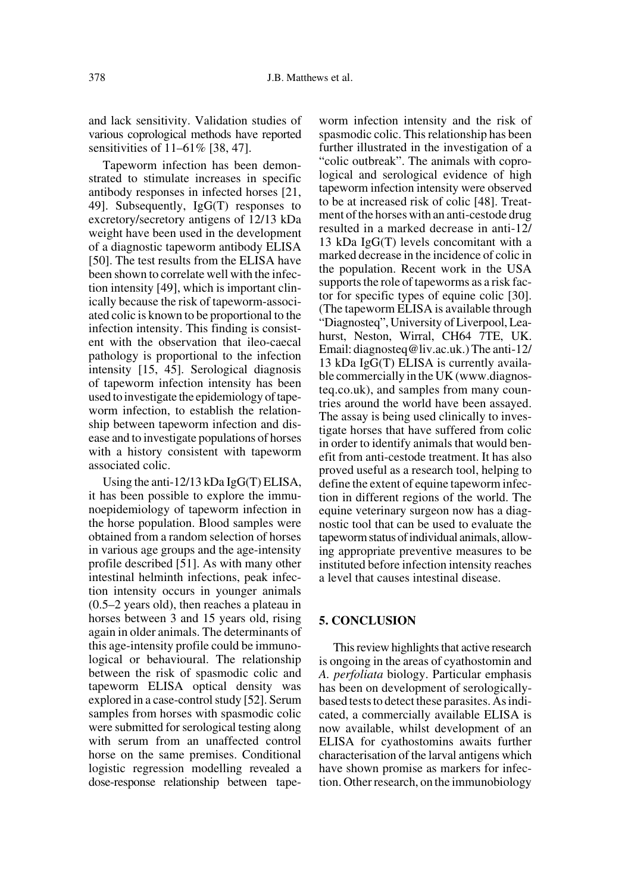and lack sensitivity. Validation studies of various coprological methods have reported sensitivities of 11–61% [38, 47].

Tapeworm infection has been demonstrated to stimulate increases in specific antibody responses in infected horses [21, 49]. Subsequently, IgG(T) responses to excretory/secretory antigens of 12/13 kDa weight have been used in the development of a diagnostic tapeworm antibody ELISA [50]. The test results from the ELISA have been shown to correlate well with the infection intensity [49], which is important clinically because the risk of tapeworm-associated colic is known to be proportional to the infection intensity. This finding is consistent with the observation that ileo-caecal pathology is proportional to the infection intensity [15, 45]. Serological diagnosis of tapeworm infection intensity has been used to investigate the epidemiology of tapeworm infection, to establish the relationship between tapeworm infection and disease and to investigate populations of horses with a history consistent with tapeworm associated colic.

Using the anti-12/13 kDa IgG(T) ELISA, it has been possible to explore the immunoepidemiology of tapeworm infection in the horse population. Blood samples were obtained from a random selection of horses in various age groups and the age-intensity profile described [51]. As with many other intestinal helminth infections, peak infection intensity occurs in younger animals (0.5–2 years old), then reaches a plateau in horses between 3 and 15 years old, rising again in older animals. The determinants of this age-intensity profile could be immunological or behavioural. The relationship between the risk of spasmodic colic and tapeworm ELISA optical density was explored in a case-control study [52]. Serum samples from horses with spasmodic colic were submitted for serological testing along with serum from an unaffected control horse on the same premises. Conditional logistic regression modelling revealed a dose-response relationship between tapeworm infection intensity and the risk of spasmodic colic. This relationship has been further illustrated in the investigation of a "colic outbreak". The animals with coprological and serological evidence of high tapeworm infection intensity were observed to be at increased risk of colic [48]. Treatment of the horses with an anti-cestode drug resulted in a marked decrease in anti-12/13 kDa IgG(T) levels concomitant with a marked decrease in the incidence of colic in the population. Recent work in the USA supports the role of tapeworms as a risk factor for specific types of equine colic [30]. (The tapeworm ELISA is available through "Diagnosteq", University of Liverpool, Leahurst, Neston, Wirral, CH64 7TE, UK. Email: diagnosteq@liv.ac.uk.) The anti-12/13 kDa IgG(T) ELISA is currently available commercially in the UK (www.diagnosteq.co.uk), and samples from many countries around the world have been assayed. The assay is being used clinically to investigate horses that have suffered from colic in order to identify animals that would benefit from anti-cestode treatment. It has also proved useful as a research tool, helping to define the extent of equine tapeworm infection in different regions of the world. The equine veterinary surgeon now has a diagnostic tool that can be used to evaluate the tapeworm status of individual animals, allowing appropriate preventive measures to be instituted before infection intensity reaches a level that causes intestinal disease.

## 5. CONCLUSION

This review highlights that active research is ongoing in the areas of cyathostomin and *A. perfoliata* biology. Particular emphasis has been on development of serologically-based tests to detect these parasites. As indicated, a commercially available ELISA is now available, whilst development of an ELISA for cyathostomins awaits further characterisation of the larval antigens which have shown promise as markers for infection. Other research, on the immunobiology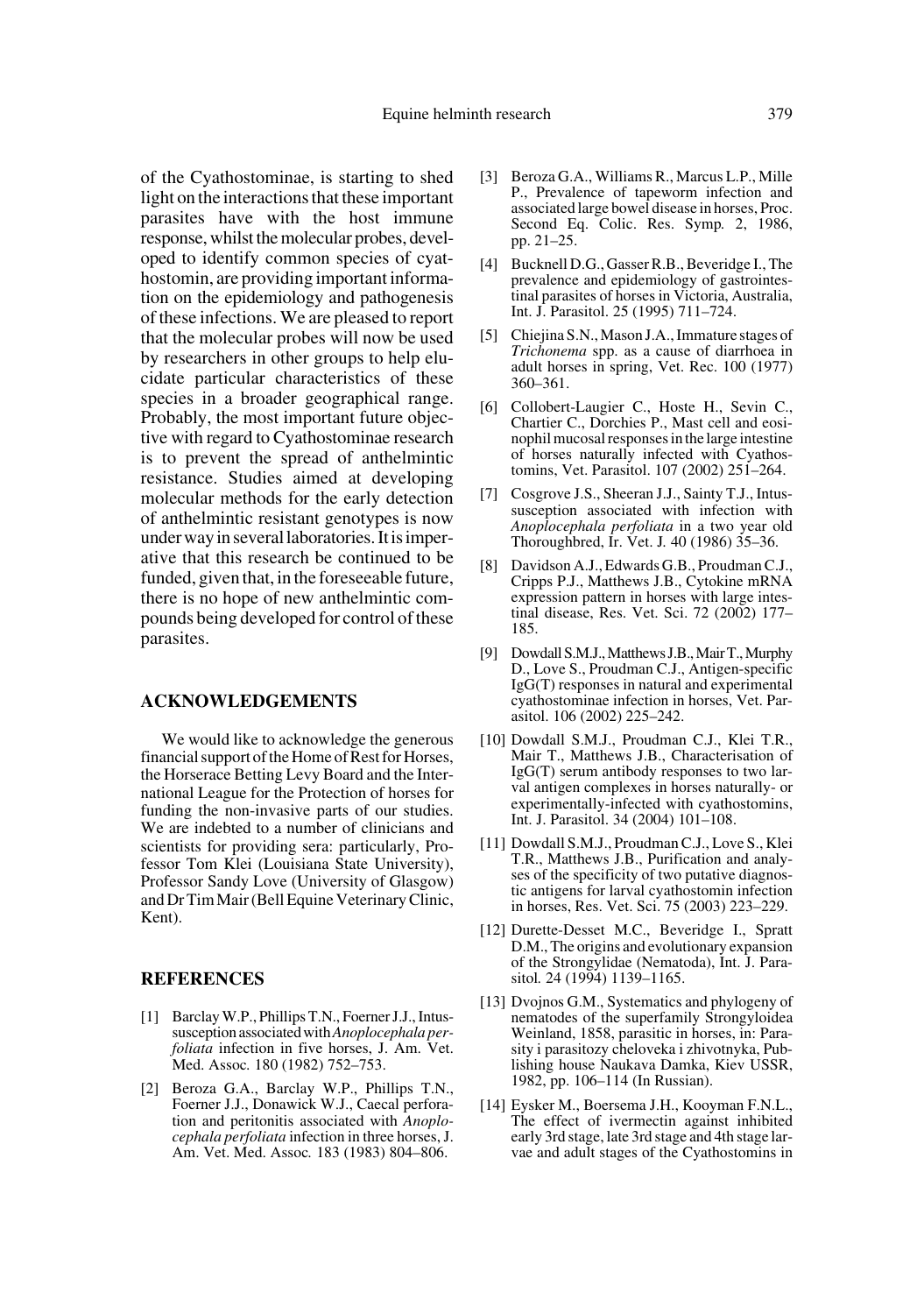of the Cyathostominae, is starting to shed light on the interactions that these important parasites have with the host immune response, whilst the molecular probes, developed to identify common species of cyathostomin, are providing important information on the epidemiology and pathogenesis of these infections. We are pleased to report that the molecular probes will now be used by researchers in other groups to help elucidate particular characteristics of these species in a broader geographical range. Probably, the most important future objective with regard to Cyathostominae research is to prevent the spread of anthelmintic resistance. Studies aimed at developing molecular methods for the early detection of anthelmintic resistant genotypes is now under way in several laboratories. It is imperative that this research be continued to be funded, given that, in the foreseeable future, there is no hope of new anthelmintic compounds being developed for control of these parasites.

## ACKNOWLEDGEMENTS

We would like to acknowledge the generous financial support of the Home of Rest for Horses, the Horserace Betting Levy Board and the International League for the Protection of horses for funding the non-invasive parts of our studies. We are indebted to a number of clinicians and scientists for providing sera: particularly, Professor Tom Klei (Louisiana State University), Professor Sandy Love (University of Glasgow) and Dr Tim Mair (Bell Equine Veterinary Clinic, Kent).

## REFERENCES

[1] Barclay W.P., Phillips T.N., Foerner J.J., Intussusception associated with *Anoplocephala perfoliata* infection in five horses, J. Am. Vet. Med. Assoc. 180 (1982) 752–753.

[2] Beroza G.A., Barclay W.P., Phillips T.N., Foerner J.J., Donawick W.J., Caecal perforation and peritonitis associated with *Anoplocephala perfoliata* infection in three horses, J. Am. Vet. Med. Assoc. 183 (1983) 804–806.

[3] Beroza G.A., Williams R., Marcus L.P., Mille P., Prevalence of tapeworm infection and associated large bowel disease in horses, Proc. Second Eq. Colic. Res. Symp. 2, 1986, pp. 21–25.

[4] Bucknell D.G., Gasser R.B., Beveridge I., The prevalence and epidemiology of gastrointestinal parasites of horses in Victoria, Australia, Int. J. Parasitol. 25 (1995) 711–724.

[5] Chiejina S.N., Mason J.A., Immature stages of *Trichonema* spp. as a cause of diarrhoea in adult horses in spring, Vet. Rec. 100 (1977) 360–361.

[6] Collobert-Laugier C., Hoste H., Sevin C., Chartier C., Dorchies P., Mast cell and eosinophil mucosal responses in the large intestine of horses naturally infected with Cyathostomins, Vet. Parasitol. 107 (2002) 251–264.

[7] Cosgrove J.S., Sheeran J.J., Sainty T.J., Intussusception associated with infection with *Anoplocephala perfoliata* in a two year old Thoroughbred, Ir. Vet. J. 40 (1986) 35–36.

[8] Davidson A.J., Edwards G.B., Proudman C.J., Cripps P.J., Matthews J.B., Cytokine mRNA expression pattern in horses with large intestinal disease, Res. Vet. Sci. 72 (2002) 177–185.

[9] Dowdall S.M.J., Matthews J.B., Mair T., Murphy D., Love S., Proudman C.J., Antigen-specific IgG(T) responses in natural and experimental cyathostominae infection in horses, Vet. Parasitol. 106 (2002) 225–242.

[10] Dowdall S.M.J., Proudman C.J., Klei T.R., Mair T., Matthews J.B., Characterisation of IgG(T) serum antibody responses to two larval antigen complexes in horses naturally- or experimentally-infected with cyathostomins, Int. J. Parasitol. 34 (2004) 101–108.

[11] Dowdall S.M.J., Proudman C.J., Love S., Klei T.R., Matthews J.B., Purification and analyses of the specificity of two putative diagnostic antigens for larval cyathostomin infection in horses, Res. Vet. Sci. 75 (2003) 223–229.

[12] Durette-Desset M.C., Beveridge I., Spratt D.M., The origins and evolutionary expansion of the Strongylidae (Nematoda), Int. J. Parasitol. 24 (1994) 1139–1165.

[13] Dvojnos G.M., Systematics and phylogeny of nematodes of the superfamily Strongyloidea Weinland, 1858, parasitic in horses, in: Parasity i parasitozy cheloveka i zhivotnyka, Publishing house Naukava Damka, Kiev USSR, 1982, pp. 106–114 (In Russian).

[14] Eysker M., Boersema J.H., Kooyman F.N.L., The effect of ivermectin against inhibited early 3rd stage, late 3rd stage and 4th stage larvae and adult stages of the Cyathostomins in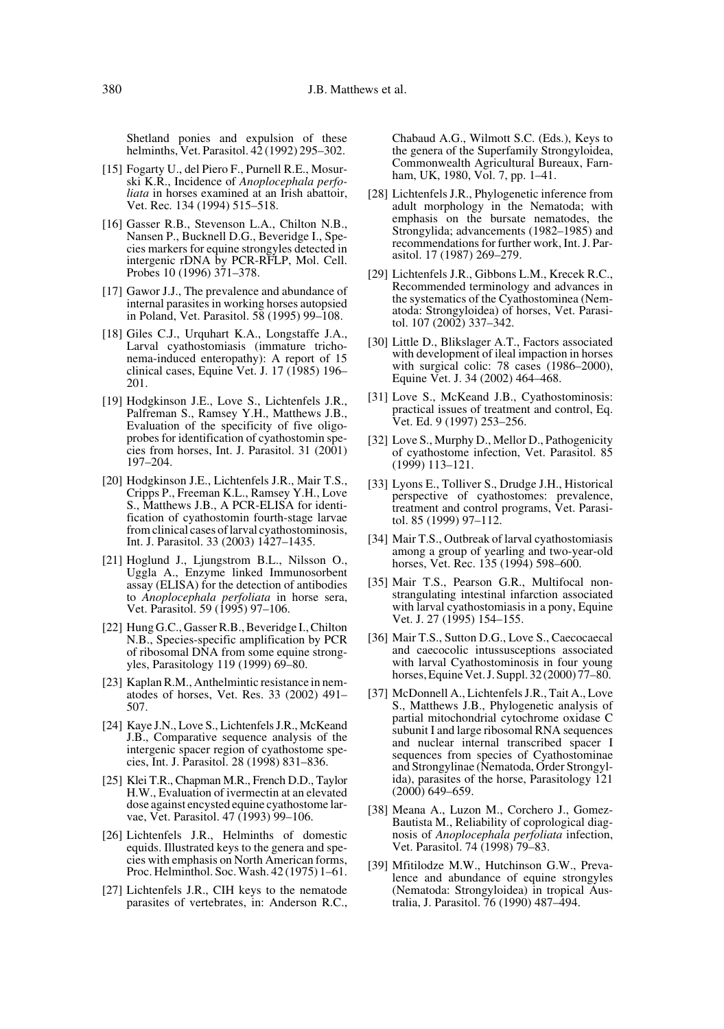Shetland ponies and expulsion of these helminths, Vet. Parasitol. 42 (1992) 295–302.

[15] Fogarty U., del Piero F., Purnell R.E., Mosurski K.R., Incidence of *Anoplocephala perfoliata* in horses examined at an Irish abattoir, Vet. Rec. 134 (1994) 515–518.

[16] Gasser R.B., Stevenson L.A., Chilton N.B., Nansen P., Bucknell D.G., Beveridge I., Species markers for equine strongyles detected in intergenic rDNA by PCR-RFLP, Mol. Cell. Probes 10 (1996) 371–378.

[17] Gawor J.J., The prevalence and abundance of internal parasites in working horses autopsied in Poland, Vet. Parasitol. 58 (1995) 99–108.

[18] Giles C.J., Urquhart K.A., Longstaffe J.A., Larval cyathostomiasis (immature trichonema-induced enteropathy): A report of 15 clinical cases, Equine Vet. J. 17 (1985) 196–201.

[19] Hodgkinson J.E., Love S., Lichtenfels J.R., Palfreman S., Ramsey Y.H., Matthews J.B., Evaluation of the specificity of five oligoprobes for identification of cyathostomin species from horses, Int. J. Parasitol. 31 (2001) 197–204.

[20] Hodgkinson J.E., Lichtenfels J.R., Mair T.S., Cripps P., Freeman K.L., Ramsey Y.H., Love S., Matthews J.B., A PCR-ELISA for identification of cyathostomin fourth-stage larvae from clinical cases of larval cyathostominosis, Int. J. Parasitol. 33 (2003) 1427–1435.

[21] Hoglund J., Ljungstrom B.L., Nilsson O., Uggla A., Enzyme linked Immunosorbent assay (ELISA) for the detection of antibodies to *Anoplocephala perfoliata* in horse sera, Vet. Parasitol. 59 (1995) 97–106.

[22] Hung G.C., Gasser R.B., Beveridge I., Chilton N.B., Species-specific amplification by PCR of ribosomal DNA from some equine strongyles, Parasitology 119 (1999) 69–80.

[23] Kaplan R.M., Anthelmintic resistance in nematodes of horses, Vet. Res. 33 (2002) 491–507.

[24] Kaye J.N., Love S., Lichtenfels J.R., McKeand J.B., Comparative sequence analysis of the intergenic spacer region of cyathostome species, Int. J. Parasitol. 28 (1998) 831–836.

[25] Klei T.R., Chapman M.R., French D.D., Taylor H.W., Evaluation of ivermectin at an elevated dose against encysted equine cyathostome larvae, Vet. Parasitol. 47 (1993) 99–106.

[26] Lichtenfels J.R., Helminths of domestic equids. Illustrated keys to the genera and species with emphasis on North American forms, Proc. Helminthol. Soc. Wash. 42 (1975) 1–61.

[27] Lichtenfels J.R., CIH keys to the nematode parasites of vertebrates, in: Anderson R.C., Chabaud A.G., Wilmott S.C. (Eds.), Keys to the genera of the Superfamily Strongyloidea, Commonwealth Agricultural Bureaux, Farnham, UK, 1980, Vol. 7, pp. 1–41.

[28] Lichtenfels J.R., Phylogenetic inference from adult morphology in the Nematoda; with emphasis on the bursate nematodes, the Strongylida; advancements (1982–1985) and recommendations for further work, Int. J. Parasitol. 17 (1987) 269–279.

[29] Lichtenfels J.R., Gibbons L.M., Krecek R.C., Recommended terminology and advances in the systematics of the Cyathostominea (Nematoda: Strongyloidea) of horses, Vet. Parasitol. 107 (2002) 337–342.

[30] Little D., Blikslager A.T., Factors associated with development of ileal impaction in horses with surgical colic: 78 cases (1986–2000), Equine Vet. J. 34 (2002) 464–468.

[31] Love S., McKeand J.B., Cyathostominosis: practical issues of treatment and control, Eq. Vet. Ed. 9 (1997) 253–256.

[32] Love S., Murphy D., Mellor D., Pathogenicity of cyathostome infection, Vet. Parasitol. 85 (1999) 113–121.

[33] Lyons E., Tolliver S., Drudge J.H., Historical perspective of cyathostomes: prevalence, treatment and control programs, Vet. Parasitol. 85 (1999) 97–112.

[34] Mair T.S., Outbreak of larval cyathostomiasis among a group of yearling and two-year-old horses, Vet. Rec. 135 (1994) 598–600.

[35] Mair T.S., Pearson G.R., Multifocal nonstrangulating intestinal infarction associated with larval cyathostomiasis in a pony, Equine Vet. J. 27 (1995) 154–155.

[36] Mair T.S., Sutton D.G., Love S., Caecocaecal and caecocolic intussusceptions associated with larval Cyathostominosis in four young horses, Equine Vet. J. Suppl. 32 (2000) 77–80.

[37] McDonnell A., Lichtenfels J.R., Tait A., Love S., Matthews J.B., Phylogenetic analysis of partial mitochondrial cytochrome oxidase C subunit I and large ribosomal RNA sequences and nuclear internal transcribed spacer I sequences from species of Cyathostominae and Strongylinae (Nematoda, Order Strongylida), parasites of the horse, Parasitology 121 (2000) 649–659.

[38] Meana A., Luzon M., Corchero J., Gomez-Bautista M., Reliability of coprological diagnosis of *Anoplocephala perfoliata* infection, Vet. Parasitol. 74 (1998) 79–83.

[39] Mfitilodze M.W., Hutchinson G.W., Prevalence and abundance of equine strongyles (Nematoda: Strongyloidea) in tropical Australia, J. Parasitol. 76 (1990) 487–494.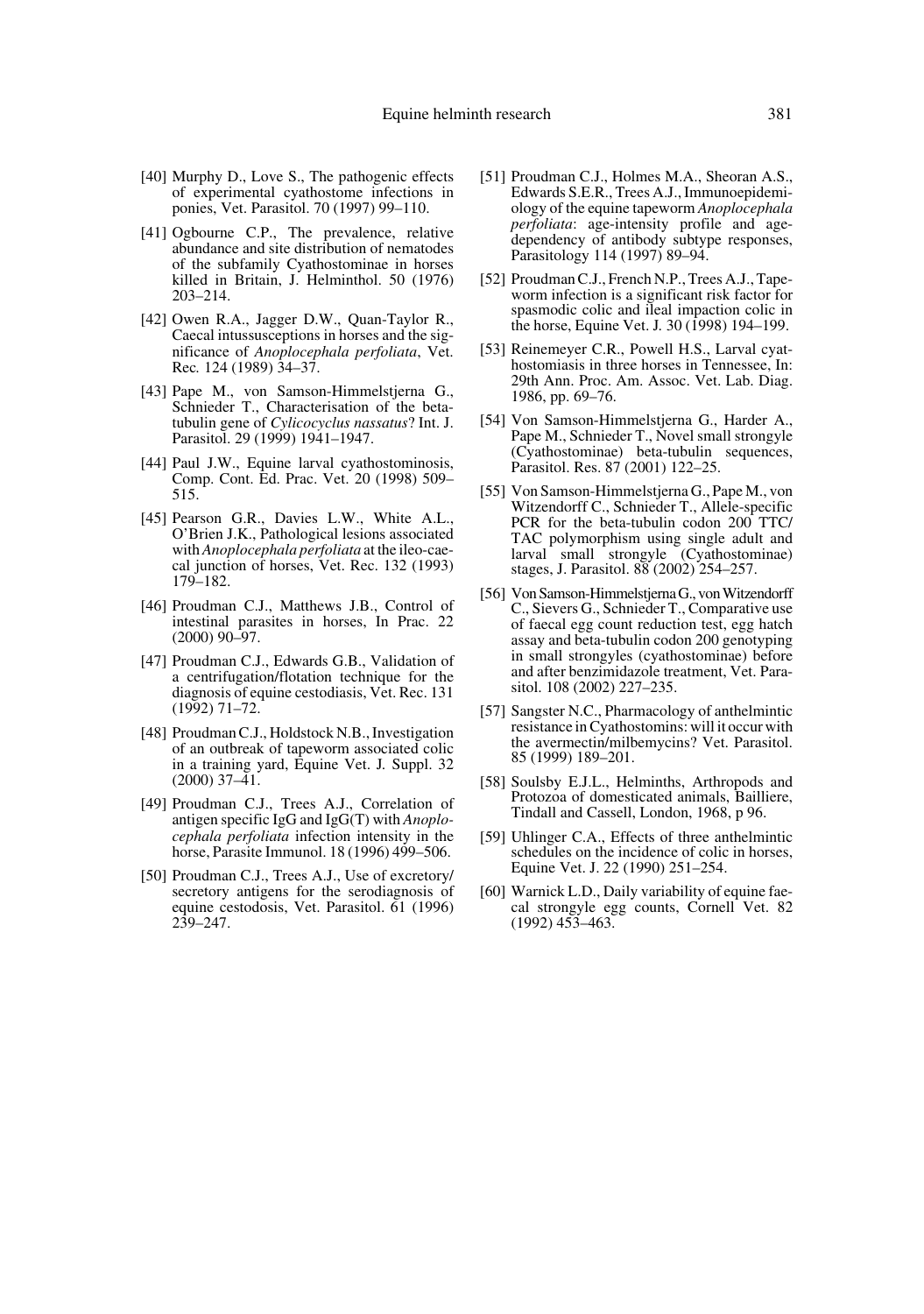[40] Murphy D., Love S., The pathogenic effects of experimental cyathostome infections in ponies, Vet. Parasitol. 70 (1997) 99–110.

[41] Ogbourne C.P., The prevalence, relative abundance and site distribution of nematodes of the subfamily Cyathostominae in horses killed in Britain, J. Helminthol. 50 (1976) 203–214.

[42] Owen R.A., Jagger D.W., Quan-Taylor R., Caecal intussusceptions in horses and the significance of *Anoplocephala perfoliata*, Vet. Rec. 124 (1989) 34–37.

[43] Pape M., von Samson-Himmelstjerna G., Schnieder T., Characterisation of the beta-tubulin gene of *Cylicocyclus nassatus*? Int. J. Parasitol. 29 (1999) 1941–1947.

[44] Paul J.W., Equine larval cyathostominosis, Comp. Cont. Ed. Prac. Vet. 20 (1998) 509–515.

[45] Pearson G.R., Davies L.W., White A.L., O'Brien J.K., Pathological lesions associated with *Anoplocephala perfoliata* at the ileo-caecal junction of horses, Vet. Rec. 132 (1993) 179–182.

[46] Proudman C.J., Matthews J.B., Control of intestinal parasites in horses, In Prac. 22 (2000) 90–97.

[47] Proudman C.J., Edwards G.B., Validation of a centrifugation/flotation technique for the diagnosis of equine cestodiasis, Vet. Rec. 131 (1992) 71–72.

[48] Proudman C.J., Holdstock N.B., Investigation of an outbreak of tapeworm associated colic in a training yard, Equine Vet. J. Suppl. 32 (2000) 37–41.

[49] Proudman C.J., Trees A.J., Correlation of antigen specific IgG and IgG(T) with *Anoplocephala perfoliata* infection intensity in the horse, Parasite Immunol. 18 (1996) 499–506.

[50] Proudman C.J., Trees A.J., Use of excretory/secretory antigens for the serodiagnosis of equine cestodosis, Vet. Parasitol. 61 (1996) 239–247.

[51] Proudman C.J., Holmes M.A., Sheoran A.S., Edwards S.E.R., Trees A.J., Immunoepidemiology of the equine tapeworm *Anoplocephala perfoliata*: age-intensity profile and age-dependency of antibody subtype responses, Parasitology 114 (1997) 89–94.

[52] Proudman C.J., French N.P., Trees A.J., Tapeworm infection is a significant risk factor for spasmodic colic and ileal impaction colic in the horse, Equine Vet. J. 30 (1998) 194–199.

[53] Reinemeyer C.R., Powell H.S., Larval cyathostomiasis in three horses in Tennessee, In: 29th Ann. Proc. Am. Assoc. Vet. Lab. Diag. 1986, pp. 69–76.

[54] Von Samson-Himmelstjerna G., Harder A., Pape M., Schnieder T., Novel small strongyle (Cyathostominae) beta-tubulin sequences, Parasitol. Res. 87 (2001) 122–25.

[55] Von Samson-Himmelstjerna G., Pape M., von Witzendorff C., Schnieder T., Allele-specific PCR for the beta-tubulin codon 200 TTC/TAC polymorphism using single adult and larval small strongyle (Cyathostominae) stages, J. Parasitol. 88 (2002) 254–257.

[56] Von Samson-Himmelstjerna G., von Witzendorff C., Sievers G., Schnieder T., Comparative use of faecal egg count reduction test, egg hatch assay and beta-tubulin codon 200 genotyping in small strongyles (cyathostominae) before and after benzimidazole treatment, Vet. Parasitol. 108 (2002) 227–235.

[57] Sangster N.C., Pharmacology of anthelmintic resistance in Cyathostomins: will it occur with the avermectin/milbemycins? Vet. Parasitol. 85 (1999) 189–201.

[58] Soulsby E.J.L., Helminths, Arthropods and Protozoa of domesticated animals, Bailliere, Tindall and Cassell, London, 1968, p 96.

[59] Uhlinger C.A., Effects of three anthelmintic schedules on the incidence of colic in horses, Equine Vet. J. 22 (1990) 251–254.

[60] Warnick L.D., Daily variability of equine faecal strongyle egg counts, Cornell Vet. 82 (1992) 453–463.